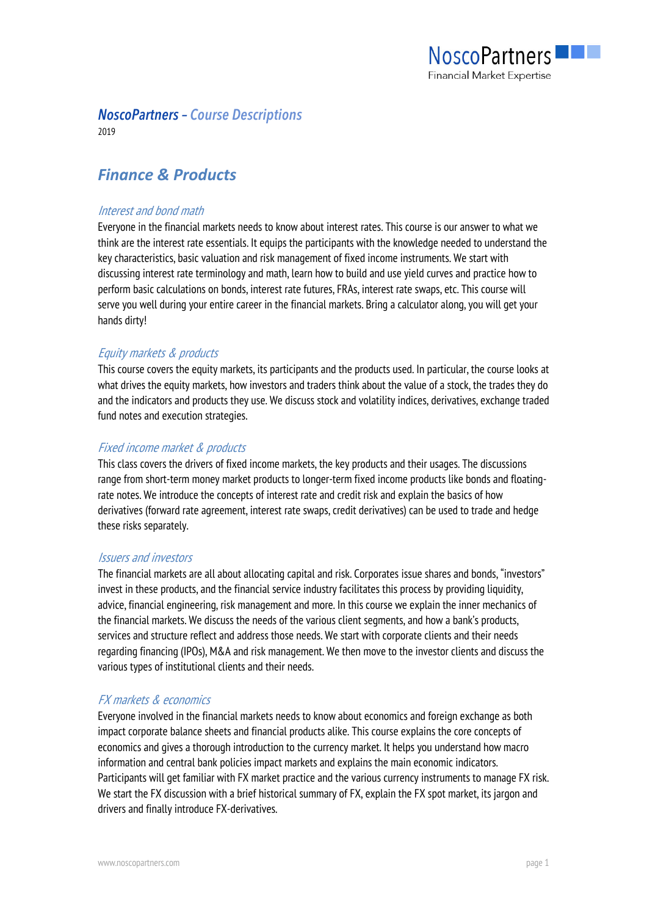NoscoPartners
Financial Market Expertise

# *NoscoPartners – Course Descriptions*

2019

## *Finance & Products*

### *Interest and bond math*

Everyone in the financial markets needs to know about interest rates. This course is our answer to what we think are the interest rate essentials. It equips the participants with the knowledge needed to understand the key characteristics, basic valuation and risk management of fixed income instruments. We start with discussing interest rate terminology and math, learn how to build and use yield curves and practice how to perform basic calculations on bonds, interest rate futures, FRAs, interest rate swaps, etc. This course will serve you well during your entire career in the financial markets. Bring a calculator along, you will get your hands dirty!

### *Equity markets & products*

This course covers the equity markets, its participants and the products used. In particular, the course looks at what drives the equity markets, how investors and traders think about the value of a stock, the trades they do and the indicators and products they use. We discuss stock and volatility indices, derivatives, exchange traded fund notes and execution strategies.

### *Fixed income market & products*

This class covers the drivers of fixed income markets, the key products and their usages. The discussions range from short-term money market products to longer-term fixed income products like bonds and floating-rate notes. We introduce the concepts of interest rate and credit risk and explain the basics of how derivatives (forward rate agreement, interest rate swaps, credit derivatives) can be used to trade and hedge these risks separately.

### *Issuers and investors*

The financial markets are all about allocating capital and risk. Corporates issue shares and bonds, "investors" invest in these products, and the financial service industry facilitates this process by providing liquidity, advice, financial engineering, risk management and more. In this course we explain the inner mechanics of the financial markets. We discuss the needs of the various client segments, and how a bank's products, services and structure reflect and address those needs. We start with corporate clients and their needs regarding financing (IPOs), M&A and risk management. We then move to the investor clients and discuss the various types of institutional clients and their needs.

### *FX markets & economics*

Everyone involved in the financial markets needs to know about economics and foreign exchange as both impact corporate balance sheets and financial products alike. This course explains the core concepts of economics and gives a thorough introduction to the currency market. It helps you understand how macro information and central bank policies impact markets and explains the main economic indicators. Participants will get familiar with FX market practice and the various currency instruments to manage FX risk. We start the FX discussion with a brief historical summary of FX, explain the FX spot market, its jargon and drivers and finally introduce FX-derivatives.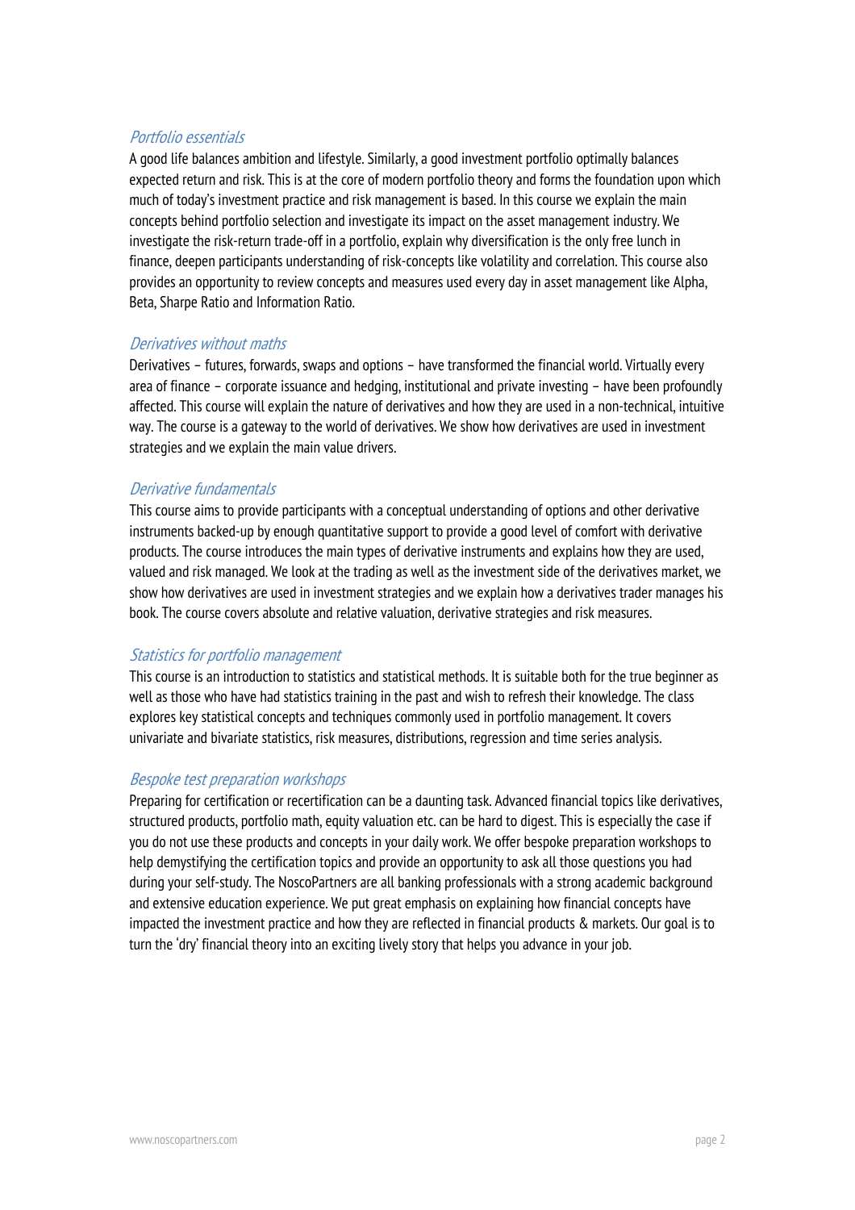### *Portfolio essentials*

A good life balances ambition and lifestyle. Similarly, a good investment portfolio optimally balances expected return and risk. This is at the core of modern portfolio theory and forms the foundation upon which much of today's investment practice and risk management is based. In this course we explain the main concepts behind portfolio selection and investigate its impact on the asset management industry. We investigate the risk-return trade-off in a portfolio, explain why diversification is the only free lunch in finance, deepen participants understanding of risk-concepts like volatility and correlation. This course also provides an opportunity to review concepts and measures used every day in asset management like Alpha, Beta, Sharpe Ratio and Information Ratio.

### *Derivatives without maths*

Derivatives – futures, forwards, swaps and options – have transformed the financial world. Virtually every area of finance – corporate issuance and hedging, institutional and private investing – have been profoundly affected. This course will explain the nature of derivatives and how they are used in a non-technical, intuitive way. The course is a gateway to the world of derivatives. We show how derivatives are used in investment strategies and we explain the main value drivers.

### *Derivative fundamentals*

This course aims to provide participants with a conceptual understanding of options and other derivative instruments backed-up by enough quantitative support to provide a good level of comfort with derivative products. The course introduces the main types of derivative instruments and explains how they are used, valued and risk managed. We look at the trading as well as the investment side of the derivatives market, we show how derivatives are used in investment strategies and we explain how a derivatives trader manages his book. The course covers absolute and relative valuation, derivative strategies and risk measures.

### *Statistics for portfolio management*

This course is an introduction to statistics and statistical methods. It is suitable both for the true beginner as well as those who have had statistics training in the past and wish to refresh their knowledge. The class explores key statistical concepts and techniques commonly used in portfolio management. It covers univariate and bivariate statistics, risk measures, distributions, regression and time series analysis.

### *Bespoke test preparation workshops*

Preparing for certification or recertification can be a daunting task. Advanced financial topics like derivatives, structured products, portfolio math, equity valuation etc. can be hard to digest. This is especially the case if you do not use these products and concepts in your daily work. We offer bespoke preparation workshops to help demystifying the certification topics and provide an opportunity to ask all those questions you had during your self-study. The NoscoPartners are all banking professionals with a strong academic background and extensive education experience. We put great emphasis on explaining how financial concepts have impacted the investment practice and how they are reflected in financial products & markets. Our goal is to turn the 'dry' financial theory into an exciting lively story that helps you advance in your job.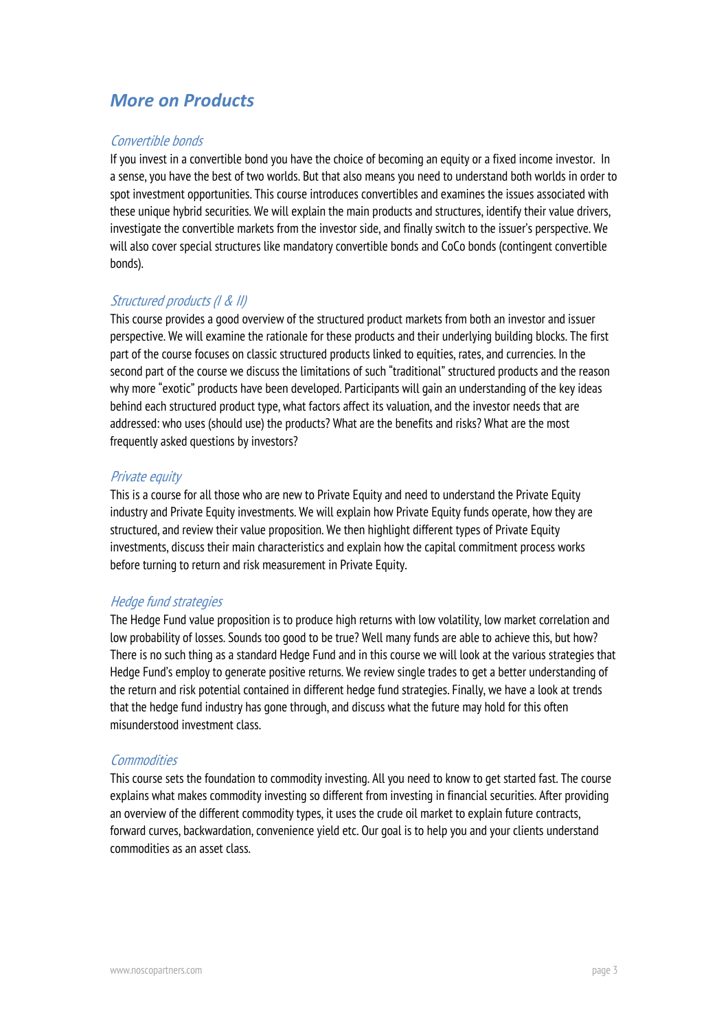## *More on Products*

### *Convertible bonds*

If you invest in a convertible bond you have the choice of becoming an equity or a fixed income investor. In a sense, you have the best of two worlds. But that also means you need to understand both worlds in order to spot investment opportunities. This course introduces convertibles and examines the issues associated with these unique hybrid securities. We will explain the main products and structures, identify their value drivers, investigate the convertible markets from the investor side, and finally switch to the issuer's perspective. We will also cover special structures like mandatory convertible bonds and CoCo bonds (contingent convertible bonds).

### *Structured products (I & II)*

This course provides a good overview of the structured product markets from both an investor and issuer perspective. We will examine the rationale for these products and their underlying building blocks. The first part of the course focuses on classic structured products linked to equities, rates, and currencies. In the second part of the course we discuss the limitations of such "traditional" structured products and the reason why more "exotic" products have been developed. Participants will gain an understanding of the key ideas behind each structured product type, what factors affect its valuation, and the investor needs that are addressed: who uses (should use) the products? What are the benefits and risks? What are the most frequently asked questions by investors?

### *Private equity*

This is a course for all those who are new to Private Equity and need to understand the Private Equity industry and Private Equity investments. We will explain how Private Equity funds operate, how they are structured, and review their value proposition. We then highlight different types of Private Equity investments, discuss their main characteristics and explain how the capital commitment process works before turning to return and risk measurement in Private Equity.

### *Hedge fund strategies*

The Hedge Fund value proposition is to produce high returns with low volatility, low market correlation and low probability of losses. Sounds too good to be true? Well many funds are able to achieve this, but how? There is no such thing as a standard Hedge Fund and in this course we will look at the various strategies that Hedge Fund's employ to generate positive returns. We review single trades to get a better understanding of the return and risk potential contained in different hedge fund strategies. Finally, we have a look at trends that the hedge fund industry has gone through, and discuss what the future may hold for this often misunderstood investment class.

### *Commodities*

This course sets the foundation to commodity investing. All you need to know to get started fast. The course explains what makes commodity investing so different from investing in financial securities. After providing an overview of the different commodity types, it uses the crude oil market to explain future contracts, forward curves, backwardation, convenience yield etc. Our goal is to help you and your clients understand commodities as an asset class.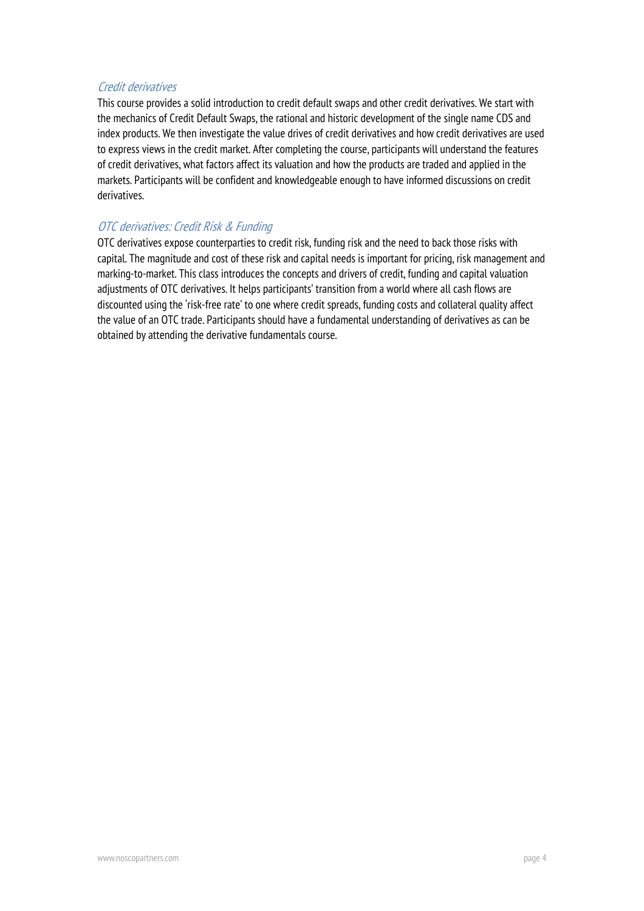### *Credit derivatives*

This course provides a solid introduction to credit default swaps and other credit derivatives. We start with the mechanics of Credit Default Swaps, the rational and historic development of the single name CDS and index products. We then investigate the value drives of credit derivatives and how credit derivatives are used to express views in the credit market. After completing the course, participants will understand the features of credit derivatives, what factors affect its valuation and how the products are traded and applied in the markets. Participants will be confident and knowledgeable enough to have informed discussions on credit derivatives.

### *OTC derivatives: Credit Risk & Funding*

OTC derivatives expose counterparties to credit risk, funding risk and the need to back those risks with capital. The magnitude and cost of these risk and capital needs is important for pricing, risk management and marking-to-market. This class introduces the concepts and drivers of credit, funding and capital valuation adjustments of OTC derivatives. It helps participants' transition from a world where all cash flows are discounted using the 'risk-free rate' to one where credit spreads, funding costs and collateral quality affect the value of an OTC trade. Participants should have a fundamental understanding of derivatives as can be obtained by attending the derivative fundamentals course.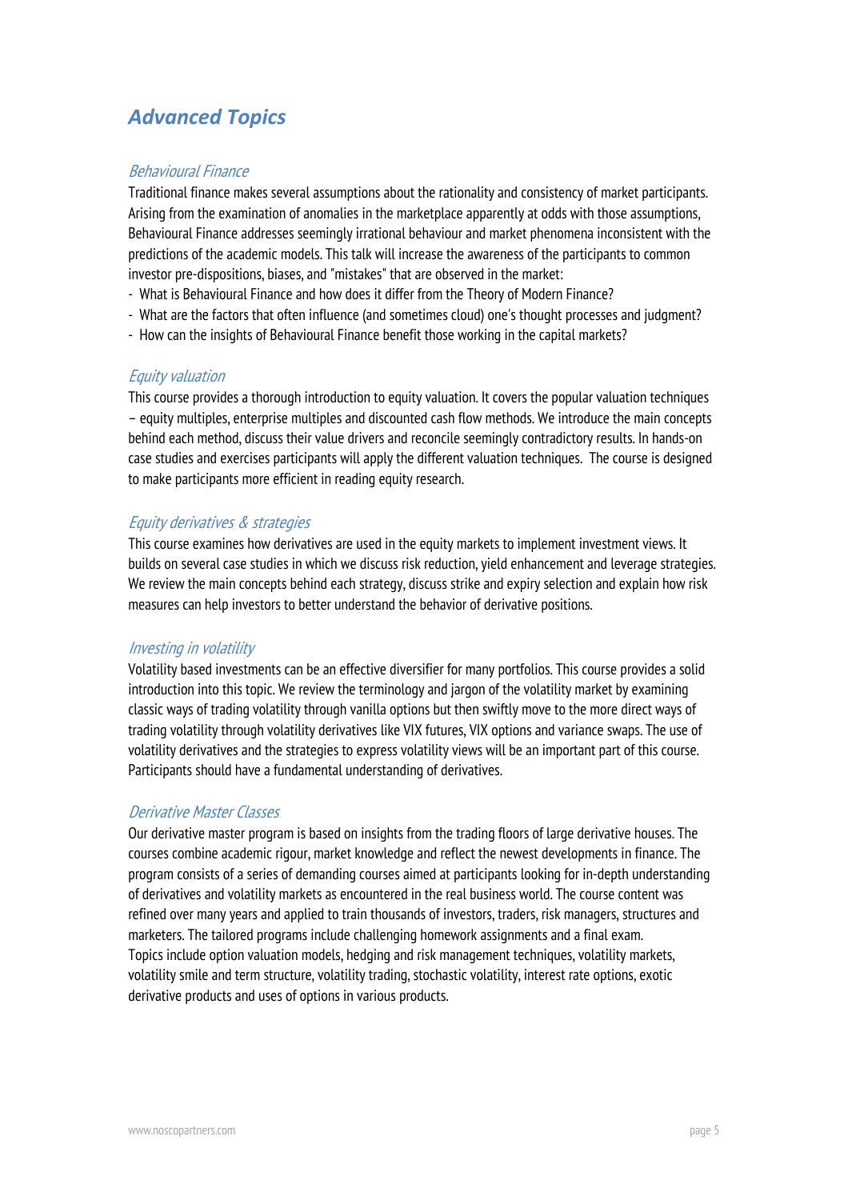## *Advanced Topics*

### *Behavioural Finance*

Traditional finance makes several assumptions about the rationality and consistency of market participants. Arising from the examination of anomalies in the marketplace apparently at odds with those assumptions, Behavioural Finance addresses seemingly irrational behaviour and market phenomena inconsistent with the predictions of the academic models. This talk will increase the awareness of the participants to common investor pre-dispositions, biases, and "mistakes" that are observed in the market:

- What is Behavioural Finance and how does it differ from the Theory of Modern Finance?
- What are the factors that often influence (and sometimes cloud) one's thought processes and judgment?
- How can the insights of Behavioural Finance benefit those working in the capital markets?

### *Equity valuation*

This course provides a thorough introduction to equity valuation. It covers the popular valuation techniques – equity multiples, enterprise multiples and discounted cash flow methods. We introduce the main concepts behind each method, discuss their value drivers and reconcile seemingly contradictory results. In hands-on case studies and exercises participants will apply the different valuation techniques. The course is designed to make participants more efficient in reading equity research.

### *Equity derivatives & strategies*

This course examines how derivatives are used in the equity markets to implement investment views. It builds on several case studies in which we discuss risk reduction, yield enhancement and leverage strategies. We review the main concepts behind each strategy, discuss strike and expiry selection and explain how risk measures can help investors to better understand the behavior of derivative positions.

### *Investing in volatility*

Volatility based investments can be an effective diversifier for many portfolios. This course provides a solid introduction into this topic. We review the terminology and jargon of the volatility market by examining classic ways of trading volatility through vanilla options but then swiftly move to the more direct ways of trading volatility through volatility derivatives like VIX futures, VIX options and variance swaps. The use of volatility derivatives and the strategies to express volatility views will be an important part of this course. Participants should have a fundamental understanding of derivatives.

### *Derivative Master Classes*

Our derivative master program is based on insights from the trading floors of large derivative houses. The courses combine academic rigour, market knowledge and reflect the newest developments in finance. The program consists of a series of demanding courses aimed at participants looking for in-depth understanding of derivatives and volatility markets as encountered in the real business world. The course content was refined over many years and applied to train thousands of investors, traders, risk managers, structures and marketers. The tailored programs include challenging homework assignments and a final exam.
Topics include option valuation models, hedging and risk management techniques, volatility markets, volatility smile and term structure, volatility trading, stochastic volatility, interest rate options, exotic derivative products and uses of options in various products.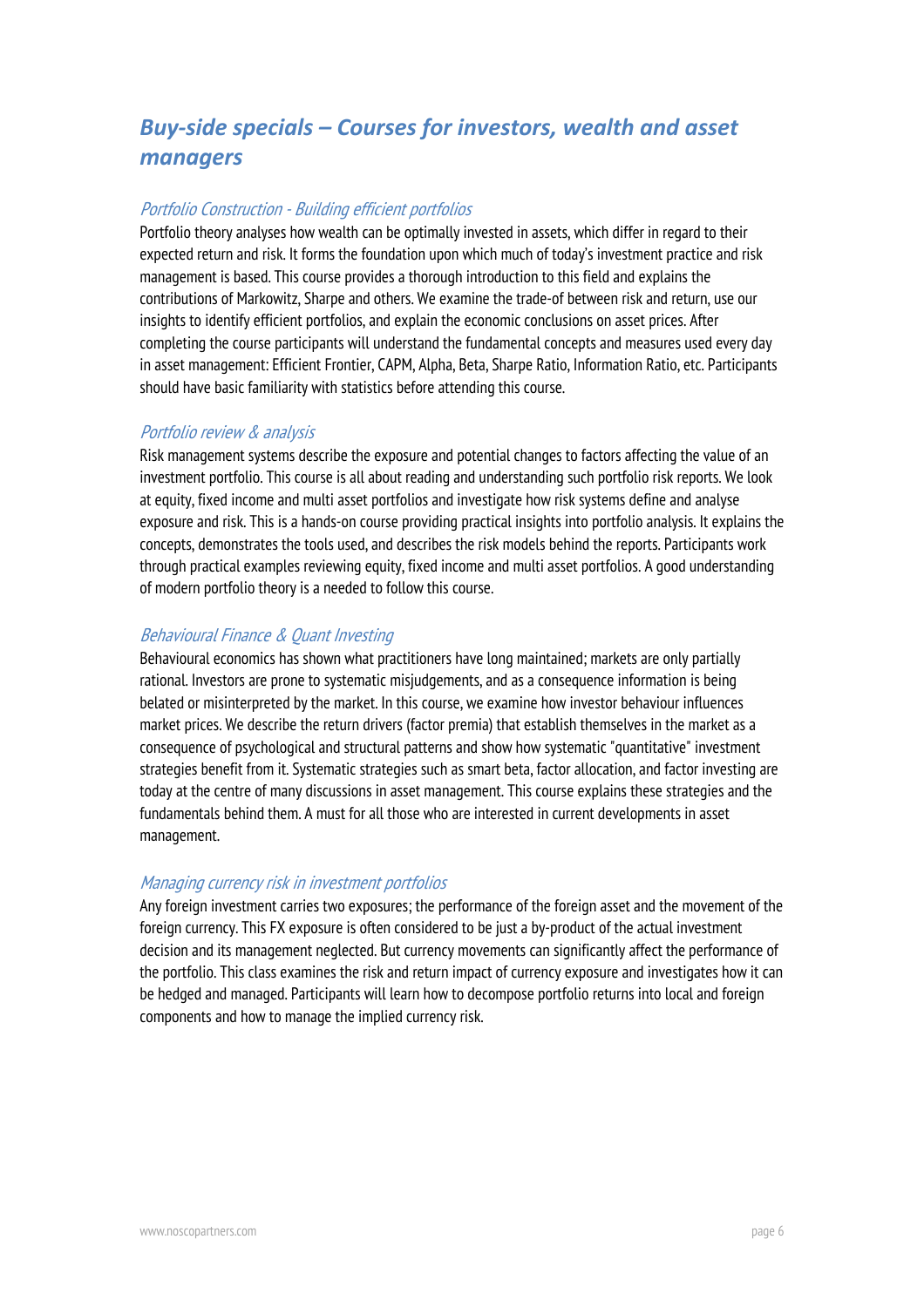## *Buy-side specials – Courses for investors, wealth and asset managers*

### *Portfolio Construction - Building efficient portfolios*

Portfolio theory analyses how wealth can be optimally invested in assets, which differ in regard to their expected return and risk. It forms the foundation upon which much of today's investment practice and risk management is based. This course provides a thorough introduction to this field and explains the contributions of Markowitz, Sharpe and others. We examine the trade-of between risk and return, use our insights to identify efficient portfolios, and explain the economic conclusions on asset prices. After completing the course participants will understand the fundamental concepts and measures used every day in asset management: Efficient Frontier, CAPM, Alpha, Beta, Sharpe Ratio, Information Ratio, etc. Participants should have basic familiarity with statistics before attending this course.

### *Portfolio review & analysis*

Risk management systems describe the exposure and potential changes to factors affecting the value of an investment portfolio. This course is all about reading and understanding such portfolio risk reports. We look at equity, fixed income and multi asset portfolios and investigate how risk systems define and analyse exposure and risk. This is a hands-on course providing practical insights into portfolio analysis. It explains the concepts, demonstrates the tools used, and describes the risk models behind the reports. Participants work through practical examples reviewing equity, fixed income and multi asset portfolios. A good understanding of modern portfolio theory is a needed to follow this course.

### *Behavioural Finance & Quant Investing*

Behavioural economics has shown what practitioners have long maintained; markets are only partially rational. Investors are prone to systematic misjudgements, and as a consequence information is being belated or misinterpreted by the market. In this course, we examine how investor behaviour influences market prices. We describe the return drivers (factor premia) that establish themselves in the market as a consequence of psychological and structural patterns and show how systematic "quantitative" investment strategies benefit from it. Systematic strategies such as smart beta, factor allocation, and factor investing are today at the centre of many discussions in asset management. This course explains these strategies and the fundamentals behind them. A must for all those who are interested in current developments in asset management.

### *Managing currency risk in investment portfolios*

Any foreign investment carries two exposures; the performance of the foreign asset and the movement of the foreign currency. This FX exposure is often considered to be just a by-product of the actual investment decision and its management neglected. But currency movements can significantly affect the performance of the portfolio. This class examines the risk and return impact of currency exposure and investigates how it can be hedged and managed. Participants will learn how to decompose portfolio returns into local and foreign components and how to manage the implied currency risk.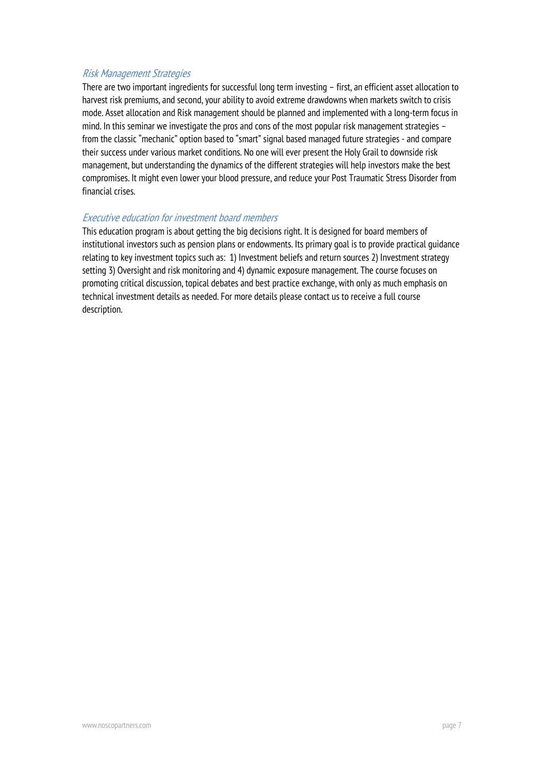### *Risk Management Strategies*

There are two important ingredients for successful long term investing – first, an efficient asset allocation to harvest risk premiums, and second, your ability to avoid extreme drawdowns when markets switch to crisis mode. Asset allocation and Risk management should be planned and implemented with a long-term focus in mind. In this seminar we investigate the pros and cons of the most popular risk management strategies – from the classic "mechanic" option based to "smart" signal based managed future strategies - and compare their success under various market conditions. No one will ever present the Holy Grail to downside risk management, but understanding the dynamics of the different strategies will help investors make the best compromises. It might even lower your blood pressure, and reduce your Post Traumatic Stress Disorder from financial crises.

### *Executive education for investment board members*

This education program is about getting the big decisions right. It is designed for board members of institutional investors such as pension plans or endowments. Its primary goal is to provide practical guidance relating to key investment topics such as: 1) Investment beliefs and return sources 2) Investment strategy setting 3) Oversight and risk monitoring and 4) dynamic exposure management. The course focuses on promoting critical discussion, topical debates and best practice exchange, with only as much emphasis on technical investment details as needed. For more details please contact us to receive a full course description.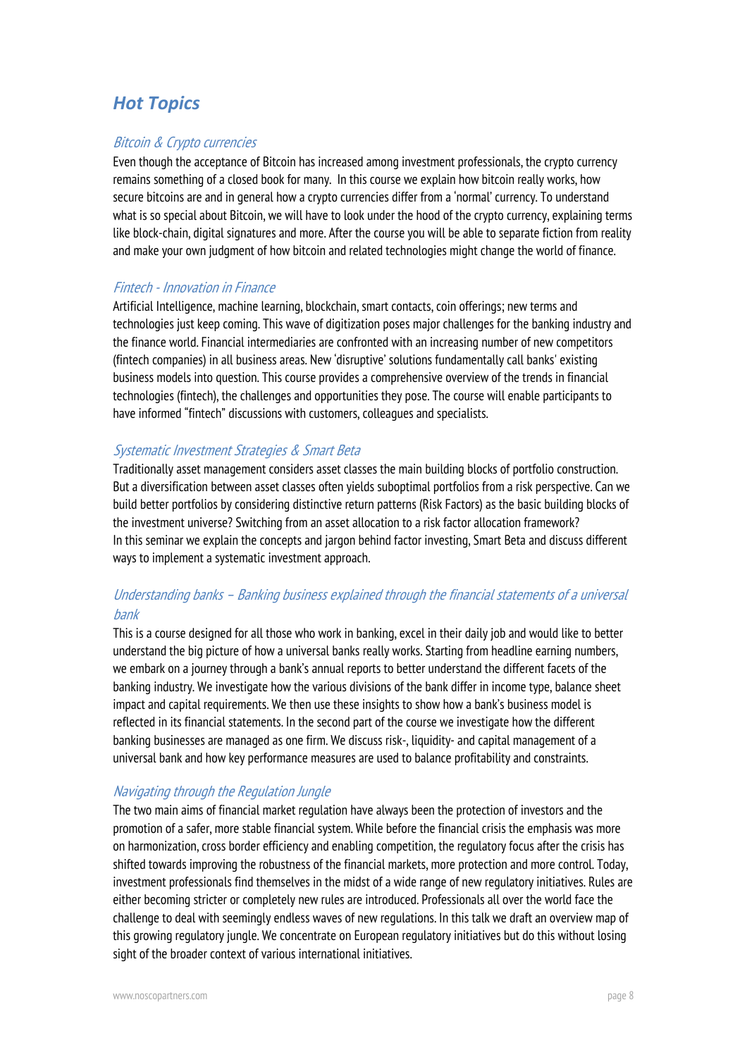## *Hot Topics*

### *Bitcoin & Crypto currencies*

Even though the acceptance of Bitcoin has increased among investment professionals, the crypto currency remains something of a closed book for many. In this course we explain how bitcoin really works, how secure bitcoins are and in general how a crypto currencies differ from a 'normal' currency. To understand what is so special about Bitcoin, we will have to look under the hood of the crypto currency, explaining terms like block-chain, digital signatures and more. After the course you will be able to separate fiction from reality and make your own judgment of how bitcoin and related technologies might change the world of finance.

### *Fintech - Innovation in Finance*

Artificial Intelligence, machine learning, blockchain, smart contacts, coin offerings; new terms and technologies just keep coming. This wave of digitization poses major challenges for the banking industry and the finance world. Financial intermediaries are confronted with an increasing number of new competitors (fintech companies) in all business areas. New 'disruptive' solutions fundamentally call banks' existing business models into question. This course provides a comprehensive overview of the trends in financial technologies (fintech), the challenges and opportunities they pose. The course will enable participants to have informed "fintech" discussions with customers, colleagues and specialists.

### *Systematic Investment Strategies & Smart Beta*

Traditionally asset management considers asset classes the main building blocks of portfolio construction. But a diversification between asset classes often yields suboptimal portfolios from a risk perspective. Can we build better portfolios by considering distinctive return patterns (Risk Factors) as the basic building blocks of the investment universe? Switching from an asset allocation to a risk factor allocation framework?
In this seminar we explain the concepts and jargon behind factor investing, Smart Beta and discuss different ways to implement a systematic investment approach.

### *Understanding banks – Banking business explained through the financial statements of a universal bank*

This is a course designed for all those who work in banking, excel in their daily job and would like to better understand the big picture of how a universal banks really works. Starting from headline earning numbers, we embark on a journey through a bank's annual reports to better understand the different facets of the banking industry. We investigate how the various divisions of the bank differ in income type, balance sheet impact and capital requirements. We then use these insights to show how a bank's business model is reflected in its financial statements. In the second part of the course we investigate how the different banking businesses are managed as one firm. We discuss risk-, liquidity- and capital management of a universal bank and how key performance measures are used to balance profitability and constraints.

### *Navigating through the Regulation Jungle*

The two main aims of financial market regulation have always been the protection of investors and the promotion of a safer, more stable financial system. While before the financial crisis the emphasis was more on harmonization, cross border efficiency and enabling competition, the regulatory focus after the crisis has shifted towards improving the robustness of the financial markets, more protection and more control. Today, investment professionals find themselves in the midst of a wide range of new regulatory initiatives. Rules are either becoming stricter or completely new rules are introduced. Professionals all over the world face the challenge to deal with seemingly endless waves of new regulations. In this talk we draft an overview map of this growing regulatory jungle. We concentrate on European regulatory initiatives but do this without losing sight of the broader context of various international initiatives.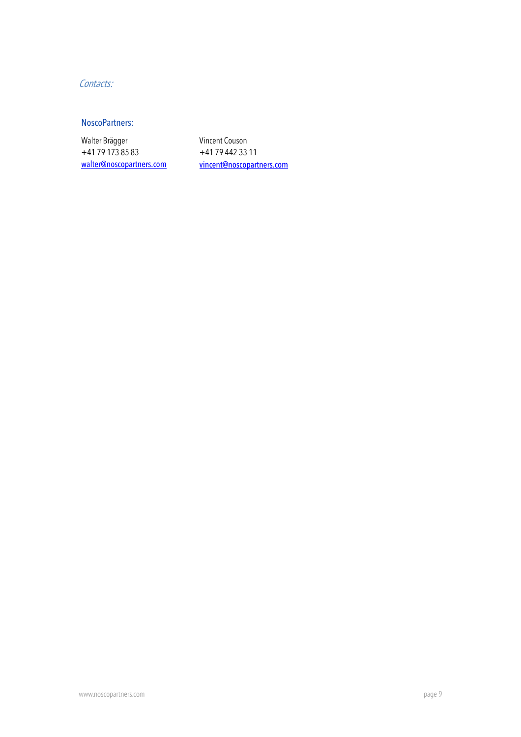*Contacts:*

NoscoPartners:

Walter Brägger
+41 79 173 85 83
walter@noscopartners.com

Vincent Couson
+41 79 442 33 11
vincent@noscopartners.com